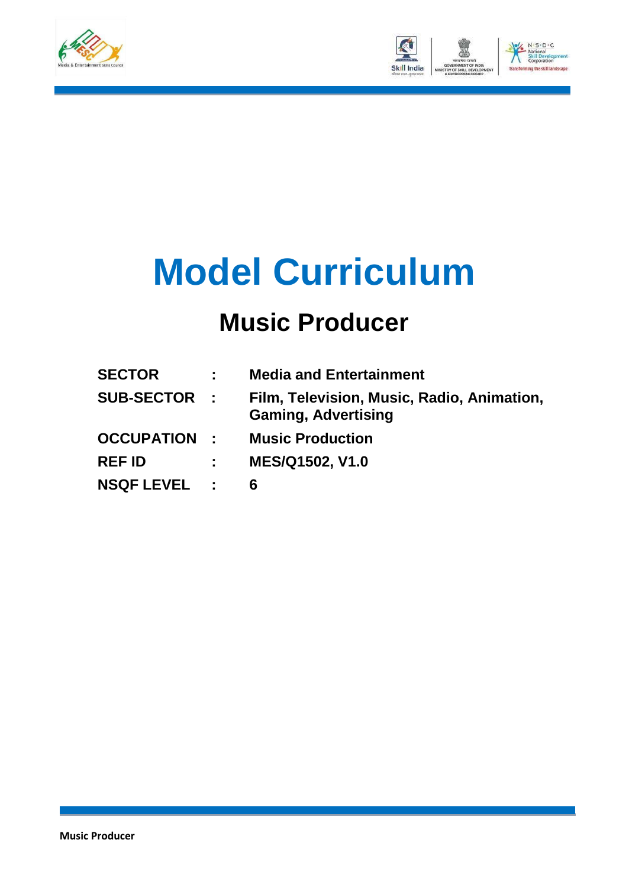# Model Curriculum

## Music Producer

| | | |
|---|---|---|
| **SECTOR** | **:** | **Media and Entertainment** |
| **SUB-SECTOR** | **:** | **Film, Television, Music, Radio, Animation, Gaming, Advertising** |
| **OCCUPATION** | **:** | **Music Production** |
| **REF ID** | **:** | **MES/Q1502, V1.0** |
| **NSQF LEVEL** | **:** | **6** |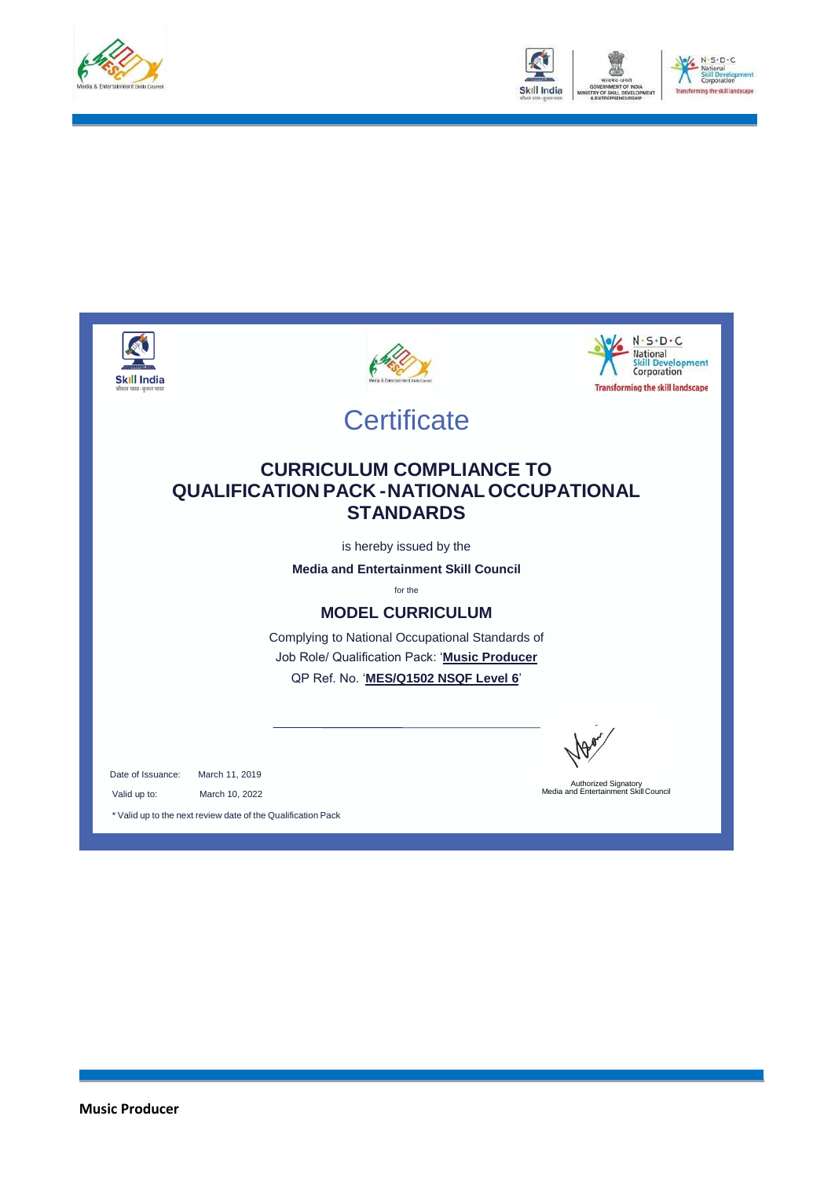# Certificate

## CURRICULUM COMPLIANCE TO QUALIFICATION PACK - NATIONAL OCCUPATIONAL STANDARDS

is hereby issued by the

**Media and Entertainment Skill Council**

for the

### MODEL CURRICULUM

Complying to National Occupational Standards of

Job Role/ Qualification Pack: '**Music Producer**'

QP Ref. No. '**MES/Q1502 NSQF Level 6**'

Date of Issuance: March 11, 2019

Valid up to: March 10, 2022

\* Valid up to the next review date of the Qualification Pack

Authorized Signatory
Media and Entertainment Skill Council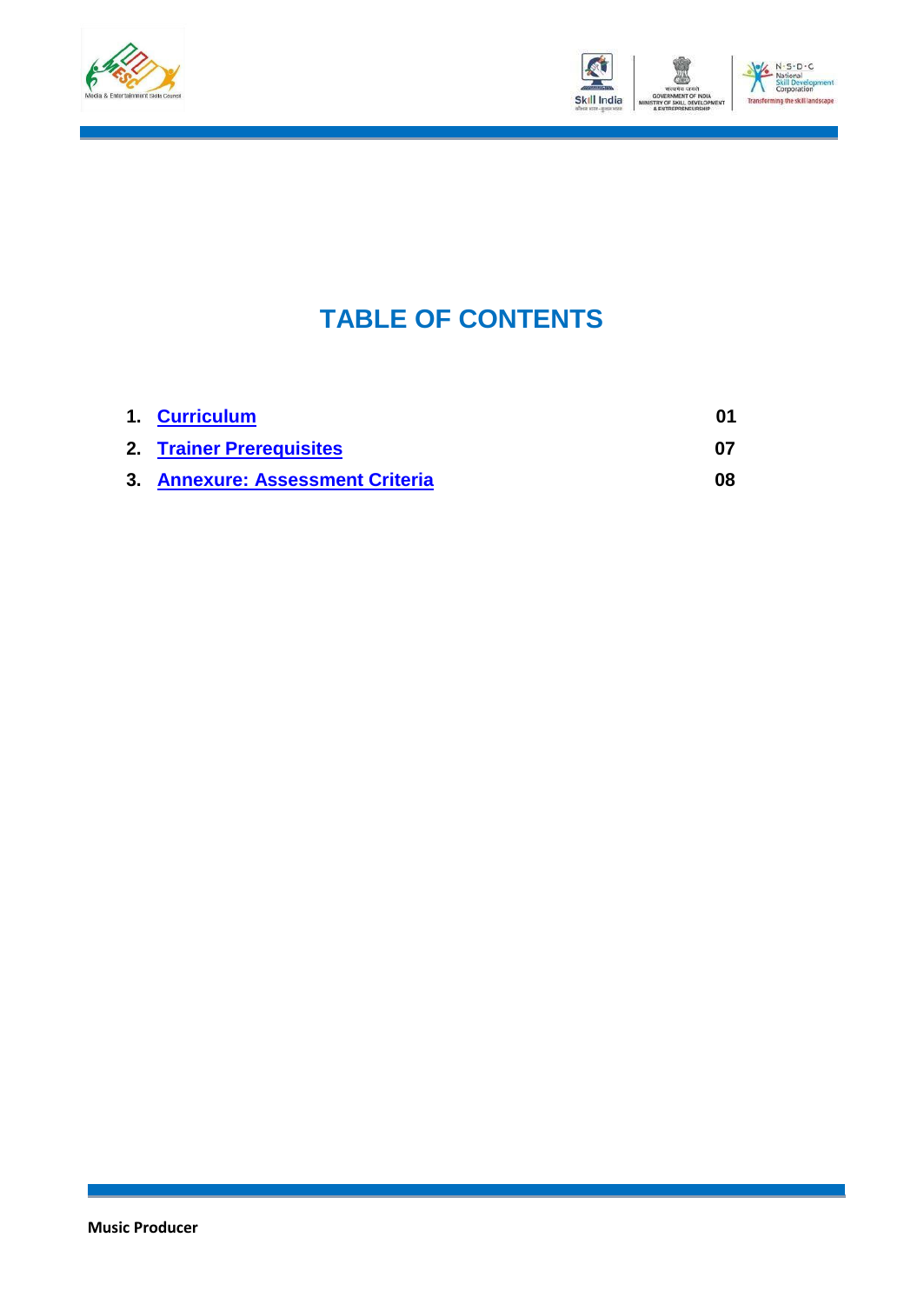# TABLE OF CONTENTS

| | | |
|---|---|---|
| 1. | **Curriculum** | **01** |
| 2. | **Trainer Prerequisites** | **07** |
| 3. | **Annexure: Assessment Criteria** | **08** |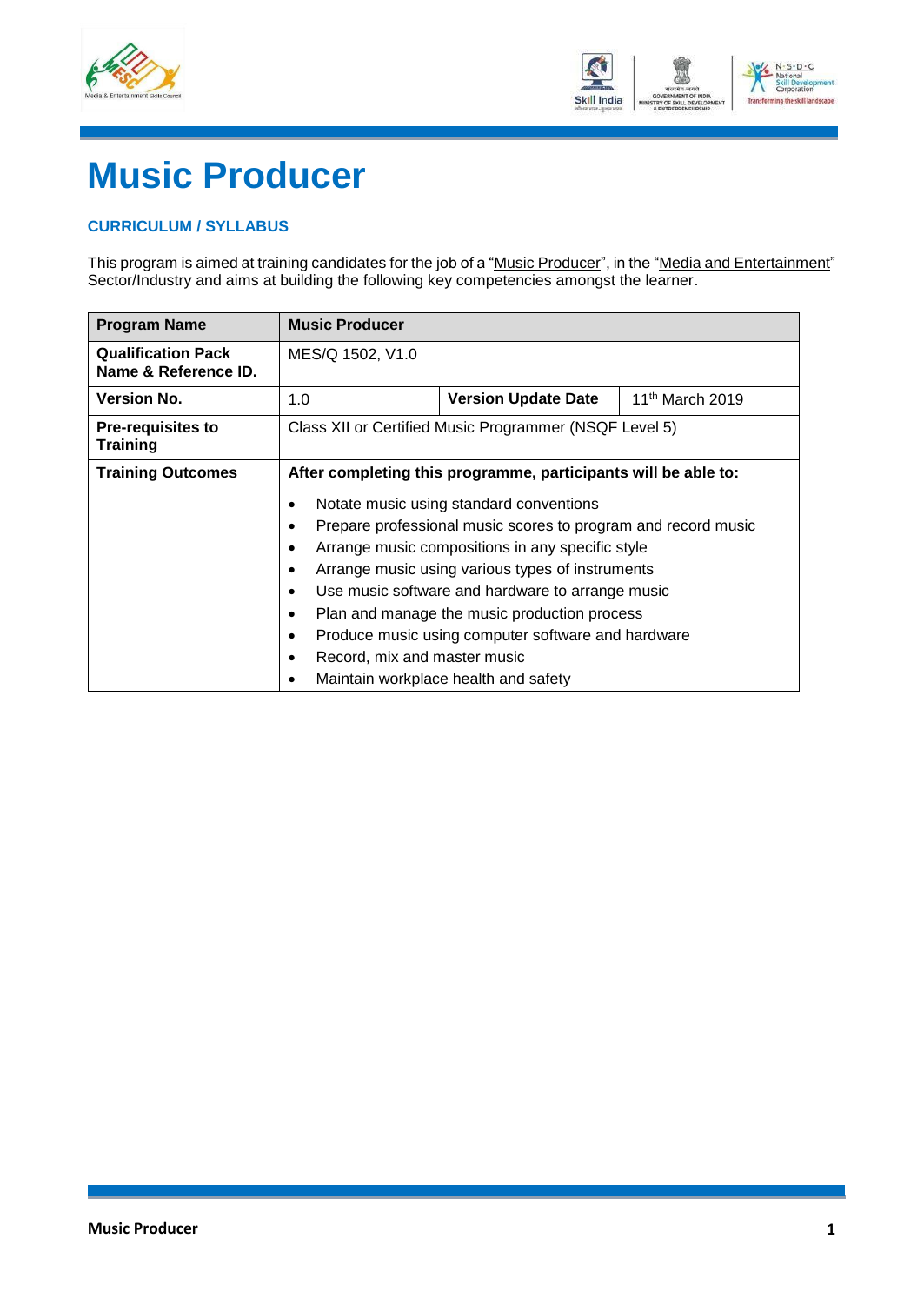# Music Producer

### CURRICULUM / SYLLABUS

This program is aimed at training candidates for the job of a "Music Producer", in the "Media and Entertainment" Sector/Industry and aims at building the following key competencies amongst the learner.

| **Program Name** | **Music Producer** | | |
|---|---|---|---|
| **Qualification Pack Name & Reference ID.** | MES/Q 1502, V1.0 | | |
| **Version No.** | 1.0 | **Version Update Date** | 11th March 2019 |
| **Pre-requisites to Training** | Class XII or Certified Music Programmer (NSQF Level 5) | | |
| **Training Outcomes** | **After completing this programme, participants will be able to:**<br>• Notate music using standard conventions<br>• Prepare professional music scores to program and record music<br>• Arrange music compositions in any specific style<br>• Arrange music using various types of instruments<br>• Use music software and hardware to arrange music<br>• Plan and manage the music production process<br>• Produce music using computer software and hardware<br>• Record, mix and master music<br>• Maintain workplace health and safety | | |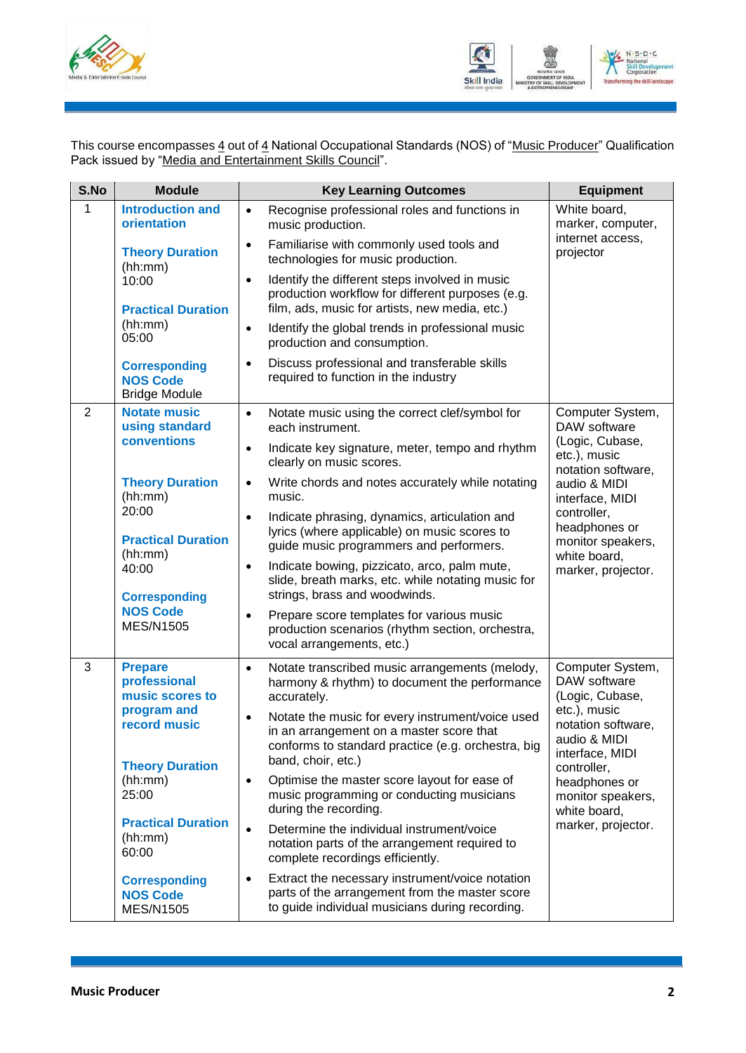This course encompasses 4 out of 4 National Occupational Standards (NOS) of "Music Producer" Qualification Pack issued by "Media and Entertainment Skills Council".

| S.No | Module | Key Learning Outcomes | Equipment |
|---|---|---|---|
| 1 | **Introduction and orientation**<br><br>**Theory Duration** (hh:mm)<br>10:00<br><br>**Practical Duration** (hh:mm)<br>05:00<br><br>**Corresponding NOS Code**<br>Bridge Module | • Recognise professional roles and functions in music production.<br>• Familiarise with commonly used tools and technologies for music production.<br>• Identify the different steps involved in music production workflow for different purposes (e.g. film, ads, music for artists, new media, etc.)<br>• Identify the global trends in professional music production and consumption.<br>• Discuss professional and transferable skills required to function in the industry | White board, marker, computer, internet access, projector |
| 2 | **Notate music using standard conventions**<br><br>**Theory Duration** (hh:mm)<br>20:00<br><br>**Practical Duration** (hh:mm)<br>40:00<br><br>**Corresponding NOS Code**<br>MES/N1505 | • Notate music using the correct clef/symbol for each instrument.<br>• Indicate key signature, meter, tempo and rhythm clearly on music scores.<br>• Write chords and notes accurately while notating music.<br>• Indicate phrasing, dynamics, articulation and lyrics (where applicable) on music scores to guide music programmers and performers.<br>• Indicate bowing, pizzicato, arco, palm mute, slide, breath marks, etc. while notating music for strings, brass and woodwinds.<br>• Prepare score templates for various music production scenarios (rhythm section, orchestra, vocal arrangements, etc.) | Computer System, DAW software (Logic, Cubase, etc.), music notation software, audio & MIDI interface, MIDI controller, headphones or monitor speakers, white board, marker, projector. |
| 3 | **Prepare professional music scores to program and record music**<br><br>**Theory Duration** (hh:mm)<br>25:00<br><br>**Practical Duration** (hh:mm)<br>60:00<br><br>**Corresponding NOS Code**<br>MES/N1505 | • Notate transcribed music arrangements (melody, harmony & rhythm) to document the performance accurately.<br>• Notate the music for every instrument/voice used in an arrangement on a master score that conforms to standard practice (e.g. orchestra, big band, choir, etc.)<br>• Optimise the master score layout for ease of music programming or conducting musicians during the recording.<br>• Determine the individual instrument/voice notation parts of the arrangement required to complete recordings efficiently.<br>• Extract the necessary instrument/voice notation parts of the arrangement from the master score to guide individual musicians during recording. | Computer System, DAW software (Logic, Cubase, etc.), music notation software, audio & MIDI interface, MIDI controller, headphones or monitor speakers, white board, marker, projector. |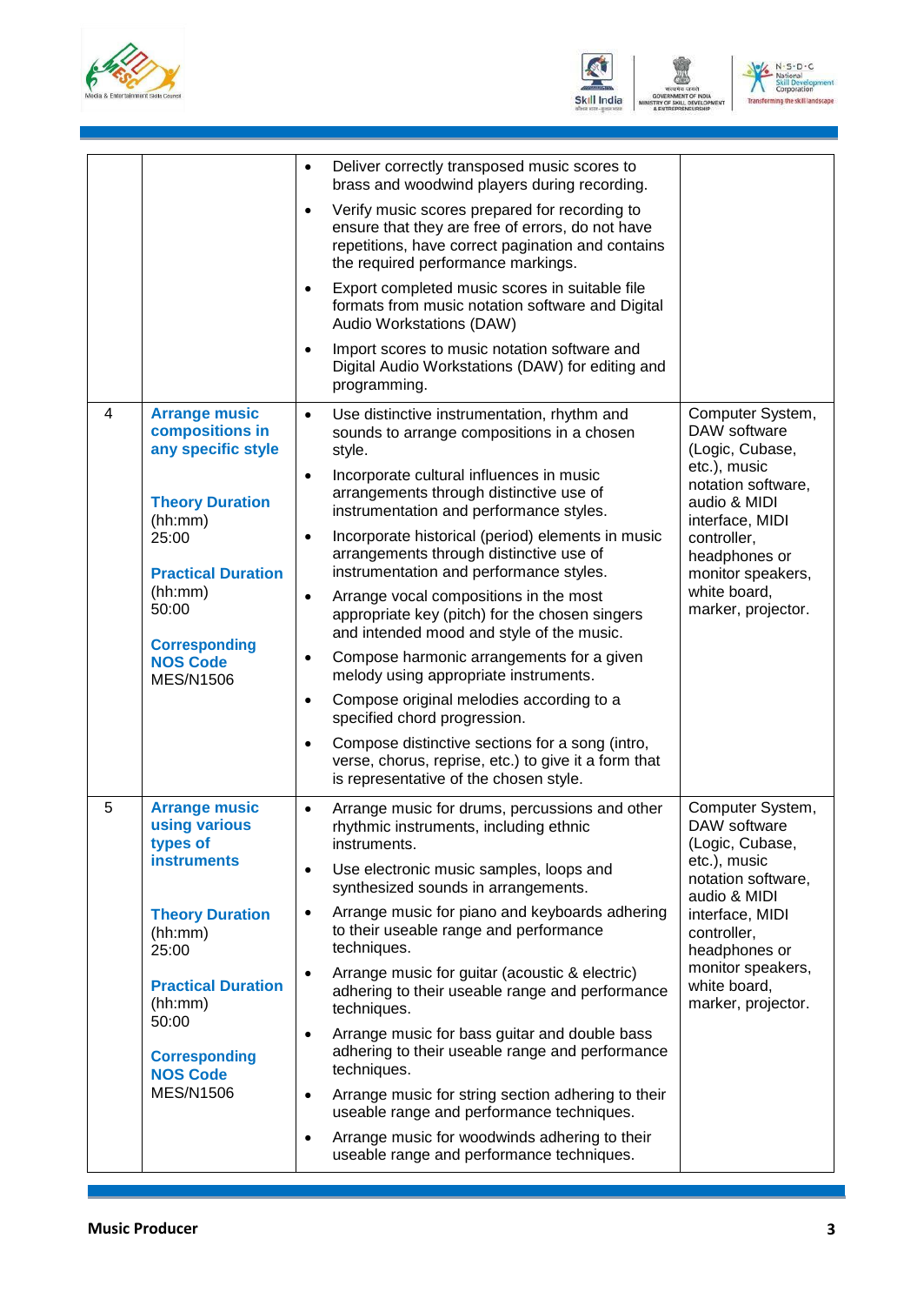| | | | |
|---|---|---|---|
| | | • Deliver correctly transposed music scores to brass and woodwind players during recording.<br>• Verify music scores prepared for recording to ensure that they are free of errors, do not have repetitions, have correct pagination and contains the required performance markings.<br>• Export completed music scores in suitable file formats from music notation software and Digital Audio Workstations (DAW)<br>• Import scores to music notation software and Digital Audio Workstations (DAW) for editing and programming. | |
| 4 | **Arrange music compositions in any specific style**<br><br>**Theory Duration** (hh:mm)<br>25:00<br><br>**Practical Duration** (hh:mm)<br>50:00<br><br>**Corresponding NOS Code**<br>MES/N1506 | • Use distinctive instrumentation, rhythm and sounds to arrange compositions in a chosen style.<br>• Incorporate cultural influences in music arrangements through distinctive use of instrumentation and performance styles.<br>• Incorporate historical (period) elements in music arrangements through distinctive use of instrumentation and performance styles.<br>• Arrange vocal compositions in the most appropriate key (pitch) for the chosen singers and intended mood and style of the music.<br>• Compose harmonic arrangements for a given melody using appropriate instruments.<br>• Compose original melodies according to a specified chord progression.<br>• Compose distinctive sections for a song (intro, verse, chorus, reprise, etc.) to give it a form that is representative of the chosen style. | Computer System, DAW software (Logic, Cubase, etc.), music notation software, audio & MIDI interface, MIDI controller, headphones or monitor speakers, white board, marker, projector. |
| 5 | **Arrange music using various types of instruments**<br><br>**Theory Duration** (hh:mm)<br>25:00<br><br>**Practical Duration** (hh:mm)<br>50:00<br><br>**Corresponding NOS Code**<br>MES/N1506 | • Arrange music for drums, percussions and other rhythmic instruments, including ethnic instruments.<br>• Use electronic music samples, loops and synthesized sounds in arrangements.<br>• Arrange music for piano and keyboards adhering to their useable range and performance techniques.<br>• Arrange music for guitar (acoustic & electric) adhering to their useable range and performance techniques.<br>• Arrange music for bass guitar and double bass adhering to their useable range and performance techniques.<br>• Arrange music for string section adhering to their useable range and performance techniques.<br>• Arrange music for woodwinds adhering to their useable range and performance techniques. | Computer System, DAW software (Logic, Cubase, etc.), music notation software, audio & MIDI interface, MIDI controller, headphones or monitor speakers, white board, marker, projector. |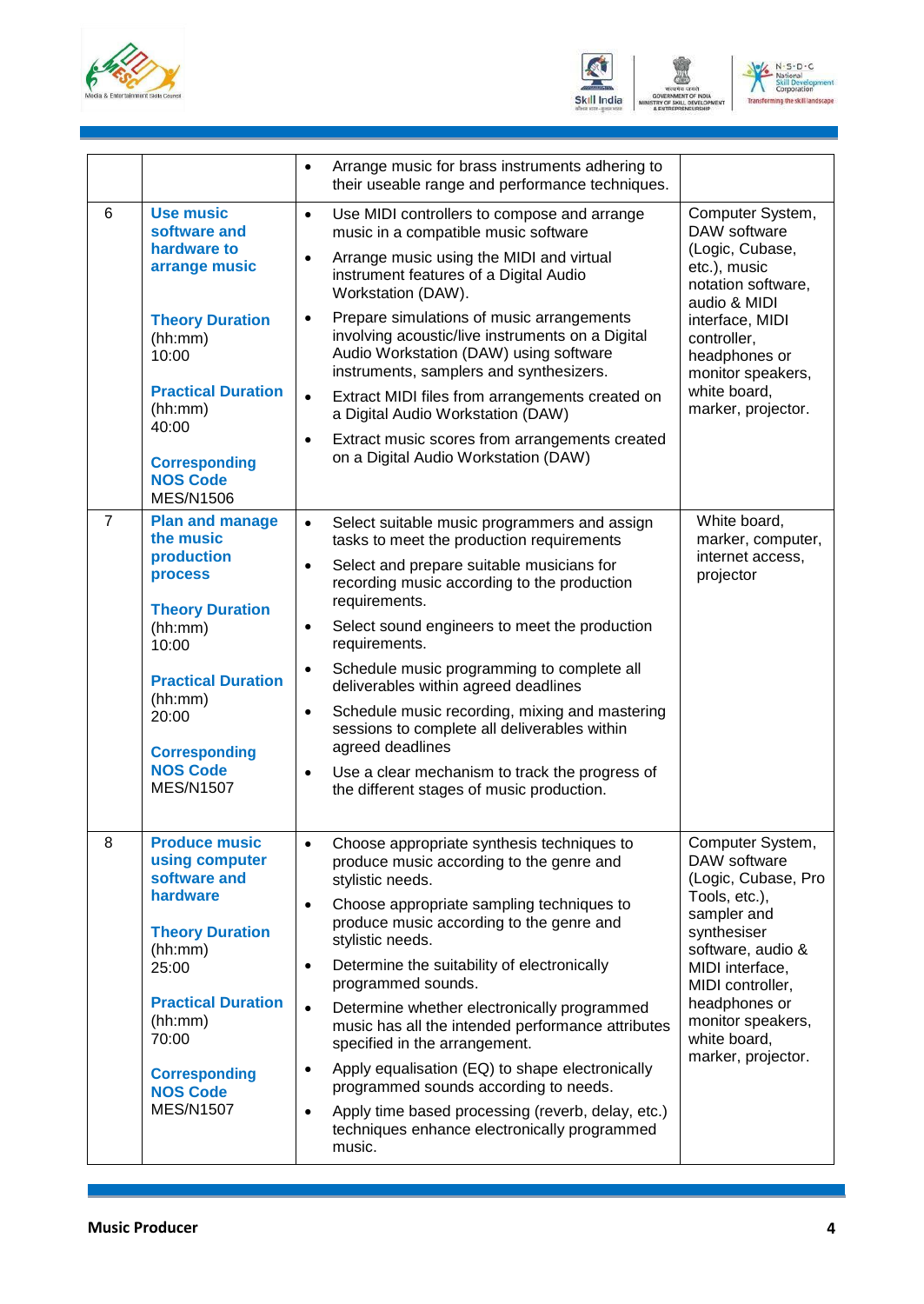| | | | |
|---|---|---|---|
| | | • Arrange music for brass instruments adhering to their useable range and performance techniques. | |
| 6 | **Use music software and hardware to arrange music**<br><br>**Theory Duration** (hh:mm)<br>10:00<br><br>**Practical Duration** (hh:mm)<br>40:00<br><br>**Corresponding NOS Code**<br>MES/N1506 | • Use MIDI controllers to compose and arrange music in a compatible music software<br>• Arrange music using the MIDI and virtual instrument features of a Digital Audio Workstation (DAW).<br>• Prepare simulations of music arrangements involving acoustic/live instruments on a Digital Audio Workstation (DAW) using software instruments, samplers and synthesizers.<br>• Extract MIDI files from arrangements created on a Digital Audio Workstation (DAW)<br>• Extract music scores from arrangements created on a Digital Audio Workstation (DAW) | Computer System, DAW software (Logic, Cubase, etc.), music notation software, audio & MIDI interface, MIDI controller, headphones or monitor speakers, white board, marker, projector. |
| 7 | **Plan and manage the music production process**<br><br>**Theory Duration** (hh:mm)<br>10:00<br><br>**Practical Duration** (hh:mm)<br>20:00<br><br>**Corresponding NOS Code**<br>MES/N1507 | • Select suitable music programmers and assign tasks to meet the production requirements<br>• Select and prepare suitable musicians for recording music according to the production requirements.<br>• Select sound engineers to meet the production requirements.<br>• Schedule music programming to complete all deliverables within agreed deadlines<br>• Schedule music recording, mixing and mastering sessions to complete all deliverables within agreed deadlines<br>• Use a clear mechanism to track the progress of the different stages of music production. | White board, marker, computer, internet access, projector |
| 8 | **Produce music using computer software and hardware**<br><br>**Theory Duration** (hh:mm)<br>25:00<br><br>**Practical Duration** (hh:mm)<br>70:00<br><br>**Corresponding NOS Code**<br>MES/N1507 | • Choose appropriate synthesis techniques to produce music according to the genre and stylistic needs.<br>• Choose appropriate sampling techniques to produce music according to the genre and stylistic needs.<br>• Determine the suitability of electronically programmed sounds.<br>• Determine whether electronically programmed music has all the intended performance attributes specified in the arrangement.<br>• Apply equalisation (EQ) to shape electronically programmed sounds according to needs.<br>• Apply time based processing (reverb, delay, etc.) techniques enhance electronically programmed music. | Computer System, DAW software (Logic, Cubase, Pro Tools, etc.), sampler and synthesiser software, audio & MIDI interface, MIDI controller, headphones or monitor speakers, white board, marker, projector. |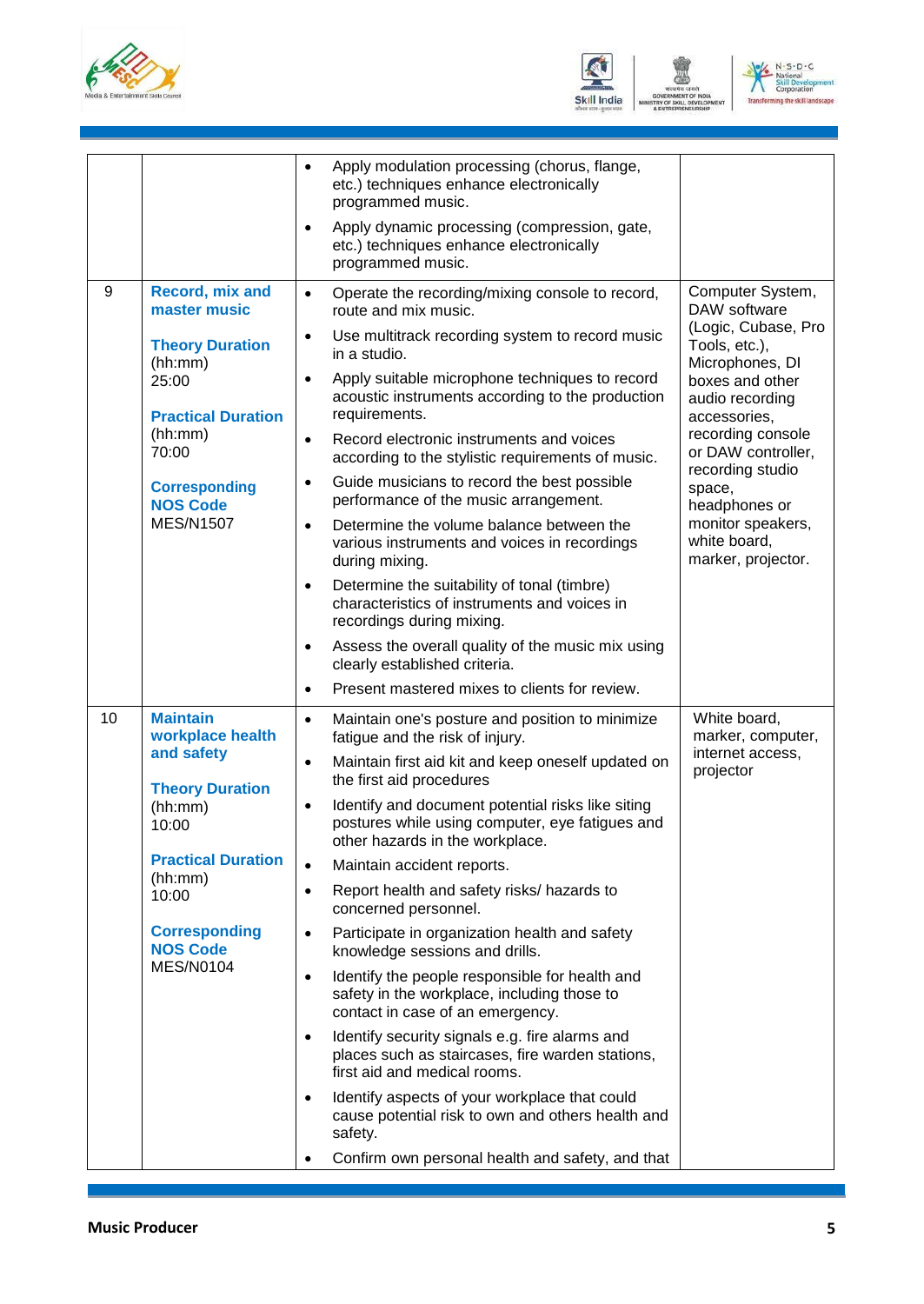| | | | |
|---|---|---|---|
| | | • Apply modulation processing (chorus, flange, etc.) techniques enhance electronically programmed music.<br>• Apply dynamic processing (compression, gate, etc.) techniques enhance electronically programmed music. | |
| 9 | **Record, mix and master music**<br><br>**Theory Duration** (hh:mm)<br>25:00<br><br>**Practical Duration** (hh:mm)<br>70:00<br><br>**Corresponding NOS Code**<br>MES/N1507 | • Operate the recording/mixing console to record, route and mix music.<br>• Use multitrack recording system to record music in a studio.<br>• Apply suitable microphone techniques to record acoustic instruments according to the production requirements.<br>• Record electronic instruments and voices according to the stylistic requirements of music.<br>• Guide musicians to record the best possible performance of the music arrangement.<br>• Determine the volume balance between the various instruments and voices in recordings during mixing.<br>• Determine the suitability of tonal (timbre) characteristics of instruments and voices in recordings during mixing.<br>• Assess the overall quality of the music mix using clearly established criteria.<br>• Present mastered mixes to clients for review. | Computer System, DAW software (Logic, Cubase, Pro Tools, etc.), Microphones, DI boxes and other audio recording accessories, recording console or DAW controller, recording studio space, headphones or monitor speakers, white board, marker, projector. |
| 10 | **Maintain workplace health and safety**<br><br>**Theory Duration** (hh:mm)<br>10:00<br><br>**Practical Duration** (hh:mm)<br>10:00<br><br>**Corresponding NOS Code**<br>MES/N0104 | • Maintain one's posture and position to minimize fatigue and the risk of injury.<br>• Maintain first aid kit and keep oneself updated on the first aid procedures<br>• Identify and document potential risks like siting postures while using computer, eye fatigues and other hazards in the workplace.<br>• Maintain accident reports.<br>• Report health and safety risks/ hazards to concerned personnel.<br>• Participate in organization health and safety knowledge sessions and drills.<br>• Identify the people responsible for health and safety in the workplace, including those to contact in case of an emergency.<br>• Identify security signals e.g. fire alarms and places such as staircases, fire warden stations, first aid and medical rooms.<br>• Identify aspects of your workplace that could cause potential risk to own and others health and safety.<br>• Confirm own personal health and safety, and that | White board, marker, computer, internet access, projector |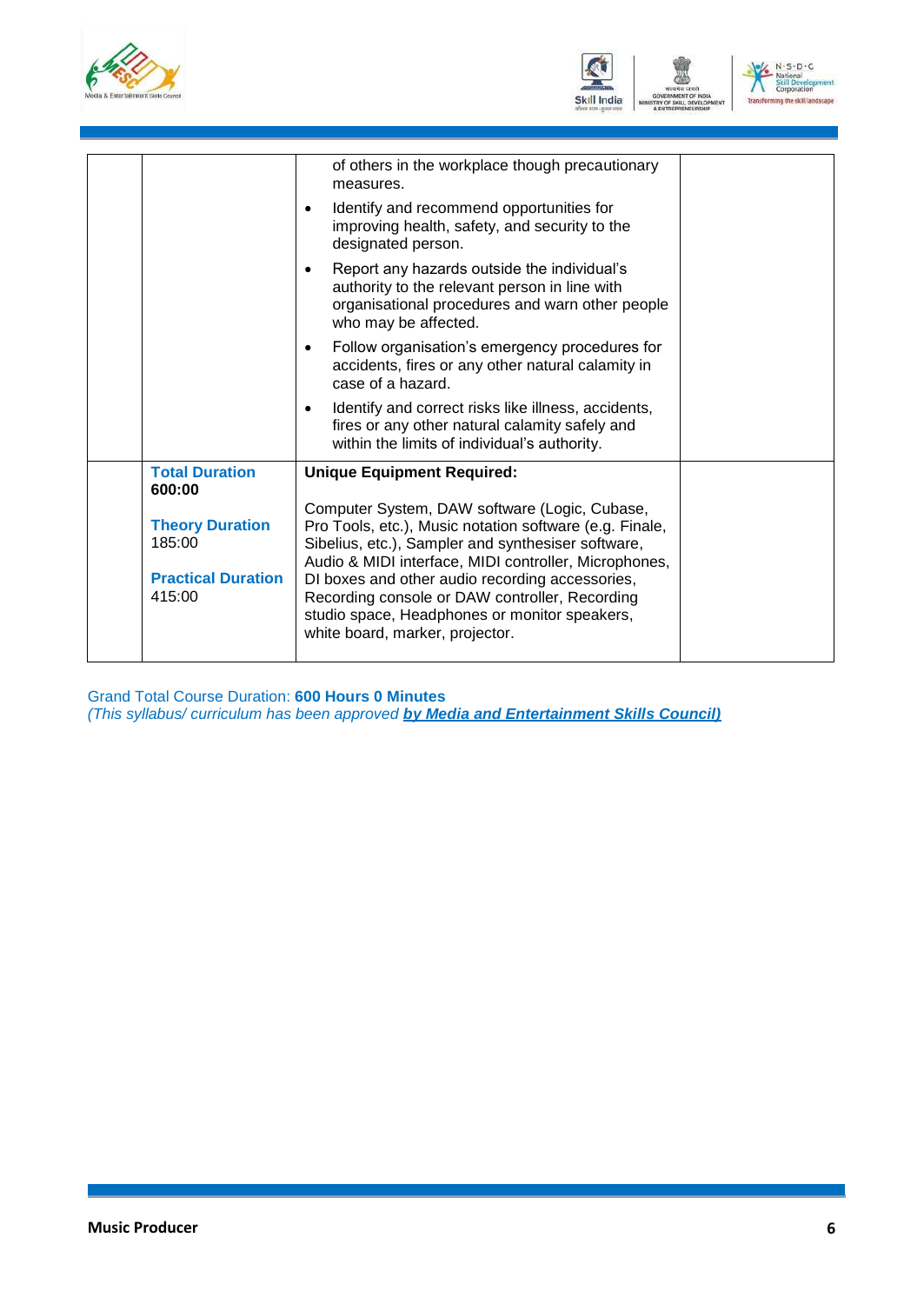| | | | |
|---|---|---|---|
| | | of others in the workplace though precautionary measures.<br>• Identify and recommend opportunities for improving health, safety, and security to the designated person.<br>• Report any hazards outside the individual's authority to the relevant person in line with organisational procedures and warn other people who may be affected.<br>• Follow organisation's emergency procedures for accidents, fires or any other natural calamity in case of a hazard.<br>• Identify and correct risks like illness, accidents, fires or any other natural calamity safely and within the limits of individual's authority. | |
| | **Total Duration**<br>**600:00**<br><br>**Theory Duration**<br>185:00<br><br>**Practical Duration**<br>415:00 | **Unique Equipment Required:**<br><br>Computer System, DAW software (Logic, Cubase, Pro Tools, etc.), Music notation software (e.g. Finale, Sibelius, etc.), Sampler and synthesiser software, Audio & MIDI interface, MIDI controller, Microphones, DI boxes and other audio recording accessories, Recording console or DAW controller, Recording studio space, Headphones or monitor speakers, white board, marker, projector. | |

Grand Total Course Duration: **600 Hours 0 Minutes**
*(This syllabus/ curriculum has been approved **by Media and Entertainment Skills Council)***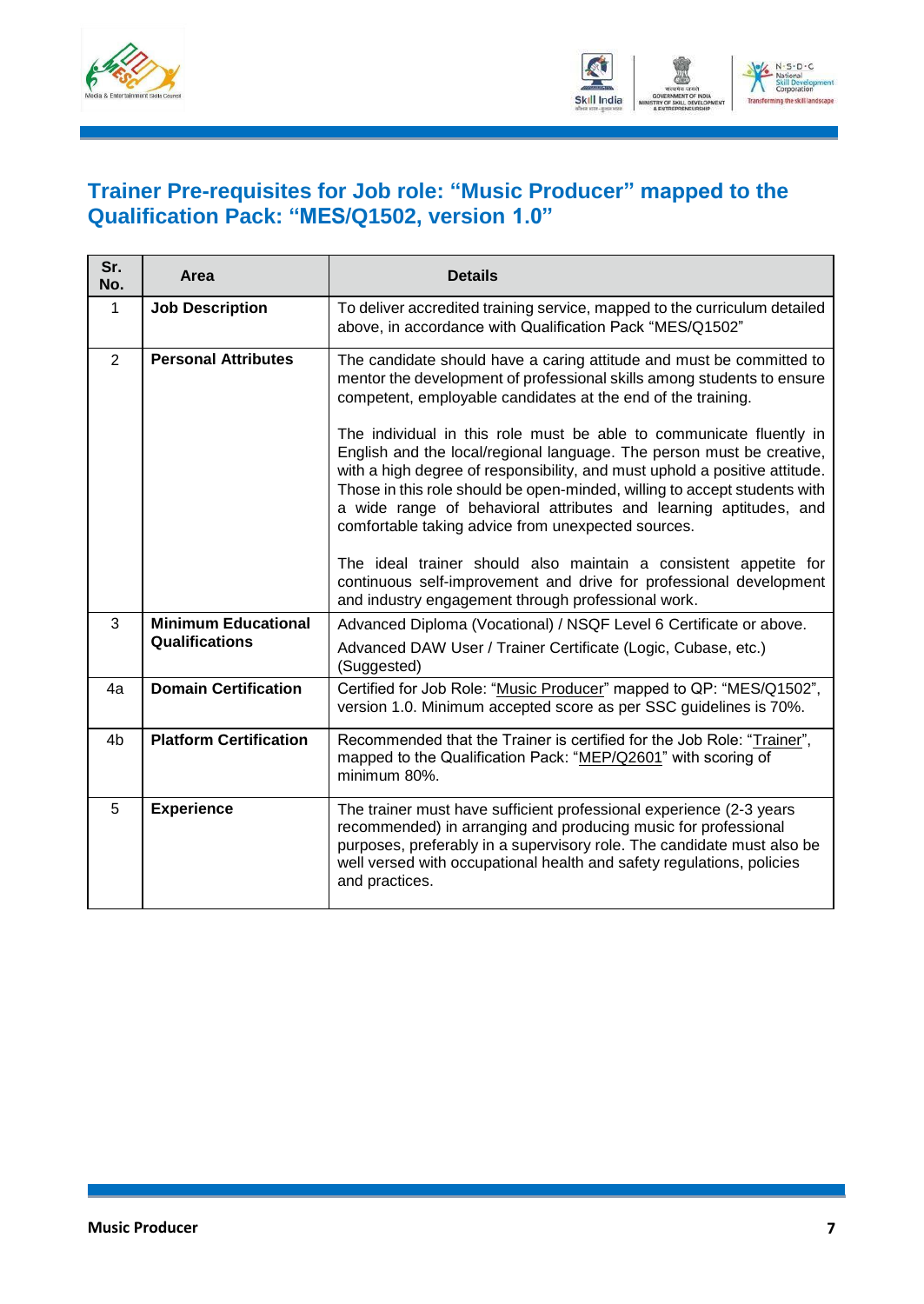## Trainer Pre-requisites for Job role: "Music Producer" mapped to the Qualification Pack: "MES/Q1502, version 1.0"

| Sr. No. | Area | Details |
|---|---|---|
| 1 | **Job Description** | To deliver accredited training service, mapped to the curriculum detailed above, in accordance with Qualification Pack "MES/Q1502" |
| 2 | **Personal Attributes** | The candidate should have a caring attitude and must be committed to mentor the development of professional skills among students to ensure competent, employable candidates at the end of the training.<br><br>The individual in this role must be able to communicate fluently in English and the local/regional language. The person must be creative, with a high degree of responsibility, and must uphold a positive attitude. Those in this role should be open-minded, willing to accept students with a wide range of behavioral attributes and learning aptitudes, and comfortable taking advice from unexpected sources.<br><br>The ideal trainer should also maintain a consistent appetite for continuous self-improvement and drive for professional development and industry engagement through professional work. |
| 3 | **Minimum Educational Qualifications** | Advanced Diploma (Vocational) / NSQF Level 6 Certificate or above.<br>Advanced DAW User / Trainer Certificate (Logic, Cubase, etc.) (Suggested) |
| 4a | **Domain Certification** | Certified for Job Role: "Music Producer" mapped to QP: "MES/Q1502", version 1.0. Minimum accepted score as per SSC guidelines is 70%. |
| 4b | **Platform Certification** | Recommended that the Trainer is certified for the Job Role: "Trainer", mapped to the Qualification Pack: "MEP/Q2601" with scoring of minimum 80%. |
| 5 | **Experience** | The trainer must have sufficient professional experience (2-3 years recommended) in arranging and producing music for professional purposes, preferably in a supervisory role. The candidate must also be well versed with occupational health and safety regulations, policies and practices. |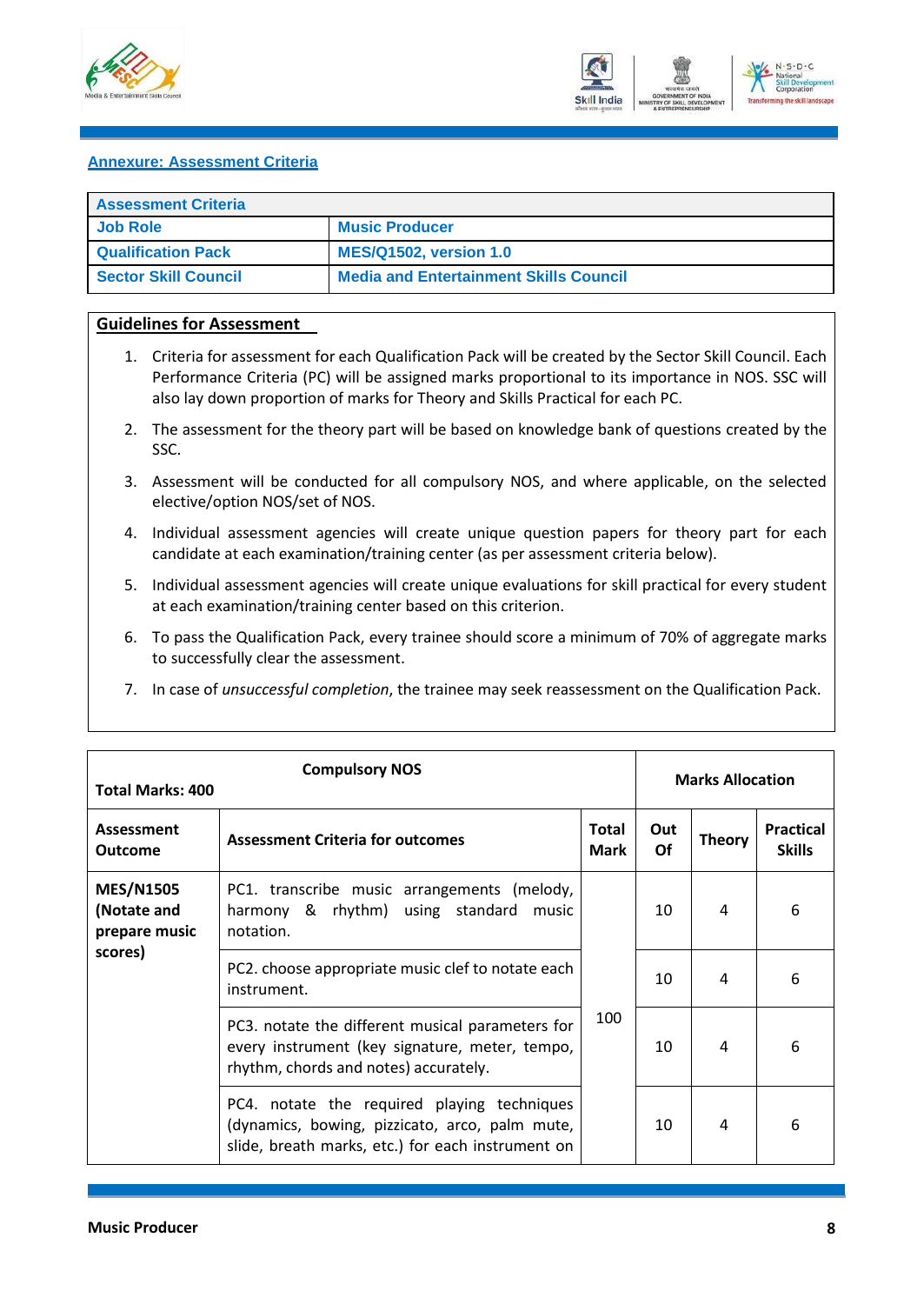## Annexure: Assessment Criteria

| Assessment Criteria | |
|---|---|
| Job Role | Music Producer |
| Qualification Pack | MES/Q1502, version 1.0 |
| Sector Skill Council | Media and Entertainment Skills Council |

**Guidelines for Assessment**

1. Criteria for assessment for each Qualification Pack will be created by the Sector Skill Council. Each Performance Criteria (PC) will be assigned marks proportional to its importance in NOS. SSC will also lay down proportion of marks for Theory and Skills Practical for each PC.
2. The assessment for the theory part will be based on knowledge bank of questions created by the SSC.
3. Assessment will be conducted for all compulsory NOS, and where applicable, on the selected elective/option NOS/set of NOS.
4. Individual assessment agencies will create unique question papers for theory part for each candidate at each examination/training center (as per assessment criteria below).
5. Individual assessment agencies will create unique evaluations for skill practical for every student at each examination/training center based on this criterion.
6. To pass the Qualification Pack, every trainee should score a minimum of 70% of aggregate marks to successfully clear the assessment.
7. In case of *unsuccessful completion*, the trainee may seek reassessment on the Qualification Pack.

| Total Marks: 400 | Compulsory NOS | | Marks Allocation | | |
|---|---|---|---|---|---|
| **Assessment Outcome** | **Assessment Criteria for outcomes** | **Total Mark** | **Out Of** | **Theory** | **Practical Skills** |
| **MES/N1505 (Notate and prepare music scores)** | PC1. transcribe music arrangements (melody, harmony & rhythm) using standard music notation. | 100 | 10 | 4 | 6 |
| | PC2. choose appropriate music clef to notate each instrument. | | 10 | 4 | 6 |
| | PC3. notate the different musical parameters for every instrument (key signature, meter, tempo, rhythm, chords and notes) accurately. | | 10 | 4 | 6 |
| | PC4. notate the required playing techniques (dynamics, bowing, pizzicato, arco, palm mute, slide, breath marks, etc.) for each instrument on | | 10 | 4 | 6 |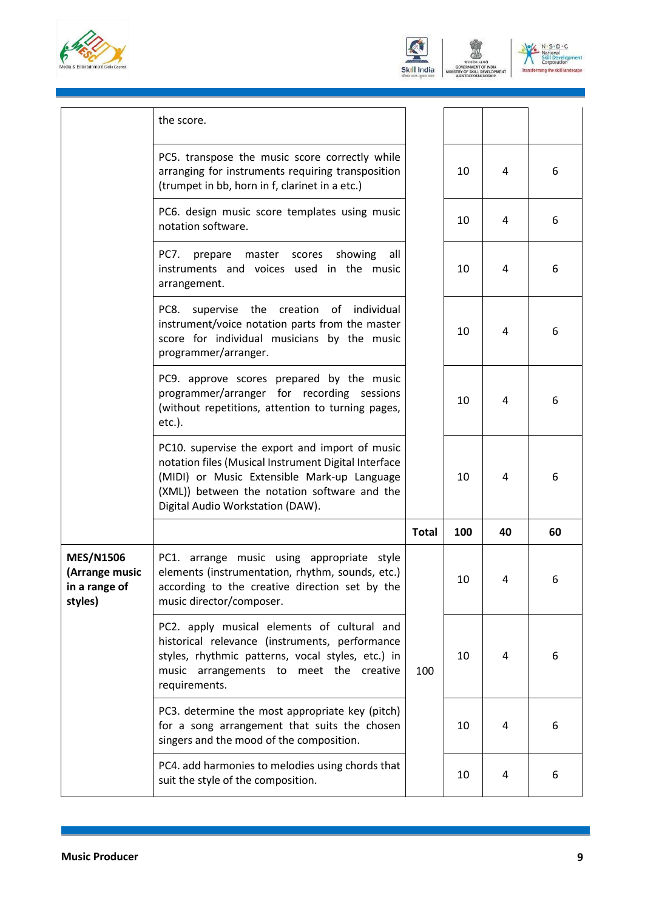| | | | | | |
|---|---|---|---|---|---|
| | the score. | | | | |
| | PC5. transpose the music score correctly while arranging for instruments requiring transposition (trumpet in bb, horn in f, clarinet in a etc.) | | 10 | 4 | 6 |
| | PC6. design music score templates using music notation software. | | 10 | 4 | 6 |
| | PC7. prepare master scores showing all instruments and voices used in the music arrangement. | | 10 | 4 | 6 |
| | PC8. supervise the creation of individual instrument/voice notation parts from the master score for individual musicians by the music programmer/arranger. | | 10 | 4 | 6 |
| | PC9. approve scores prepared by the music programmer/arranger for recording sessions (without repetitions, attention to turning pages, etc.). | | 10 | 4 | 6 |
| | PC10. supervise the export and import of music notation files (Musical Instrument Digital Interface (MIDI) or Music Extensible Mark-up Language (XML)) between the notation software and the Digital Audio Workstation (DAW). | | 10 | 4 | 6 |
| | | **Total** | **100** | **40** | **60** |
| **MES/N1506 (Arrange music in a range of styles)** | PC1. arrange music using appropriate style elements (instrumentation, rhythm, sounds, etc.) according to the creative direction set by the music director/composer. | 100 | 10 | 4 | 6 |
| | PC2. apply musical elements of cultural and historical relevance (instruments, performance styles, rhythmic patterns, vocal styles, etc.) in music arrangements to meet the creative requirements. | | 10 | 4 | 6 |
| | PC3. determine the most appropriate key (pitch) for a song arrangement that suits the chosen singers and the mood of the composition. | | 10 | 4 | 6 |
| | PC4. add harmonies to melodies using chords that suit the style of the composition. | | 10 | 4 | 6 |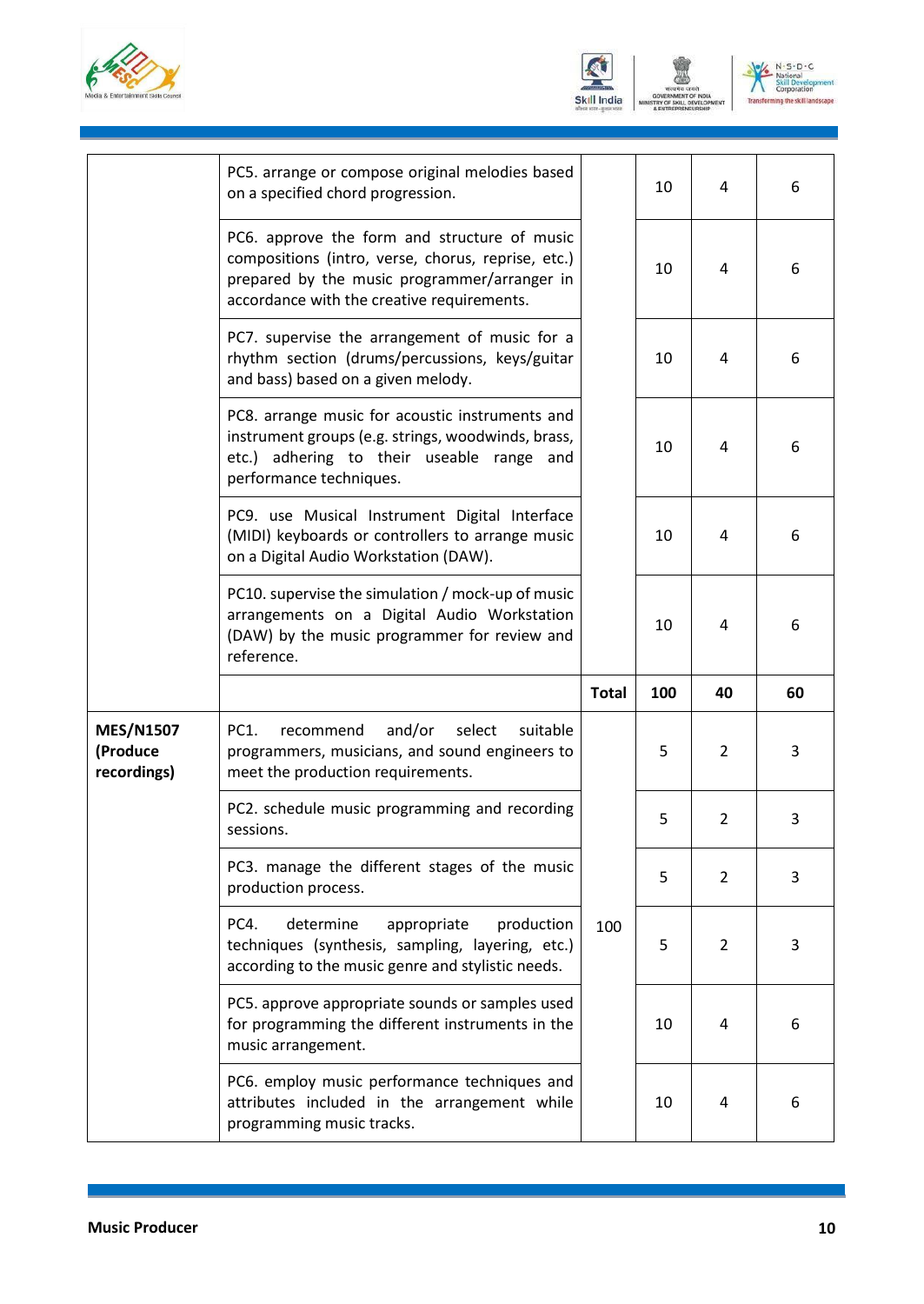| | | | | | |
|---|---|---|---|---|---|
| | PC5. arrange or compose original melodies based on a specified chord progression. | | 10 | 4 | 6 |
| | PC6. approve the form and structure of music compositions (intro, verse, chorus, reprise, etc.) prepared by the music programmer/arranger in accordance with the creative requirements. | | 10 | 4 | 6 |
| | PC7. supervise the arrangement of music for a rhythm section (drums/percussions, keys/guitar and bass) based on a given melody. | | 10 | 4 | 6 |
| | PC8. arrange music for acoustic instruments and instrument groups (e.g. strings, woodwinds, brass, etc.) adhering to their useable range and performance techniques. | | 10 | 4 | 6 |
| | PC9. use Musical Instrument Digital Interface (MIDI) keyboards or controllers to arrange music on a Digital Audio Workstation (DAW). | | 10 | 4 | 6 |
| | PC10. supervise the simulation / mock-up of music arrangements on a Digital Audio Workstation (DAW) by the music programmer for review and reference. | | 10 | 4 | 6 |
| | | **Total** | **100** | **40** | **60** |
| **MES/N1507 (Produce recordings)** | PC1. recommend and/or select suitable programmers, musicians, and sound engineers to meet the production requirements. | 100 | 5 | 2 | 3 |
| | PC2. schedule music programming and recording sessions. | | 5 | 2 | 3 |
| | PC3. manage the different stages of the music production process. | | 5 | 2 | 3 |
| | PC4. determine appropriate production techniques (synthesis, sampling, layering, etc.) according to the music genre and stylistic needs. | | 5 | 2 | 3 |
| | PC5. approve appropriate sounds or samples used for programming the different instruments in the music arrangement. | | 10 | 4 | 6 |
| | PC6. employ music performance techniques and attributes included in the arrangement while programming music tracks. | | 10 | 4 | 6 |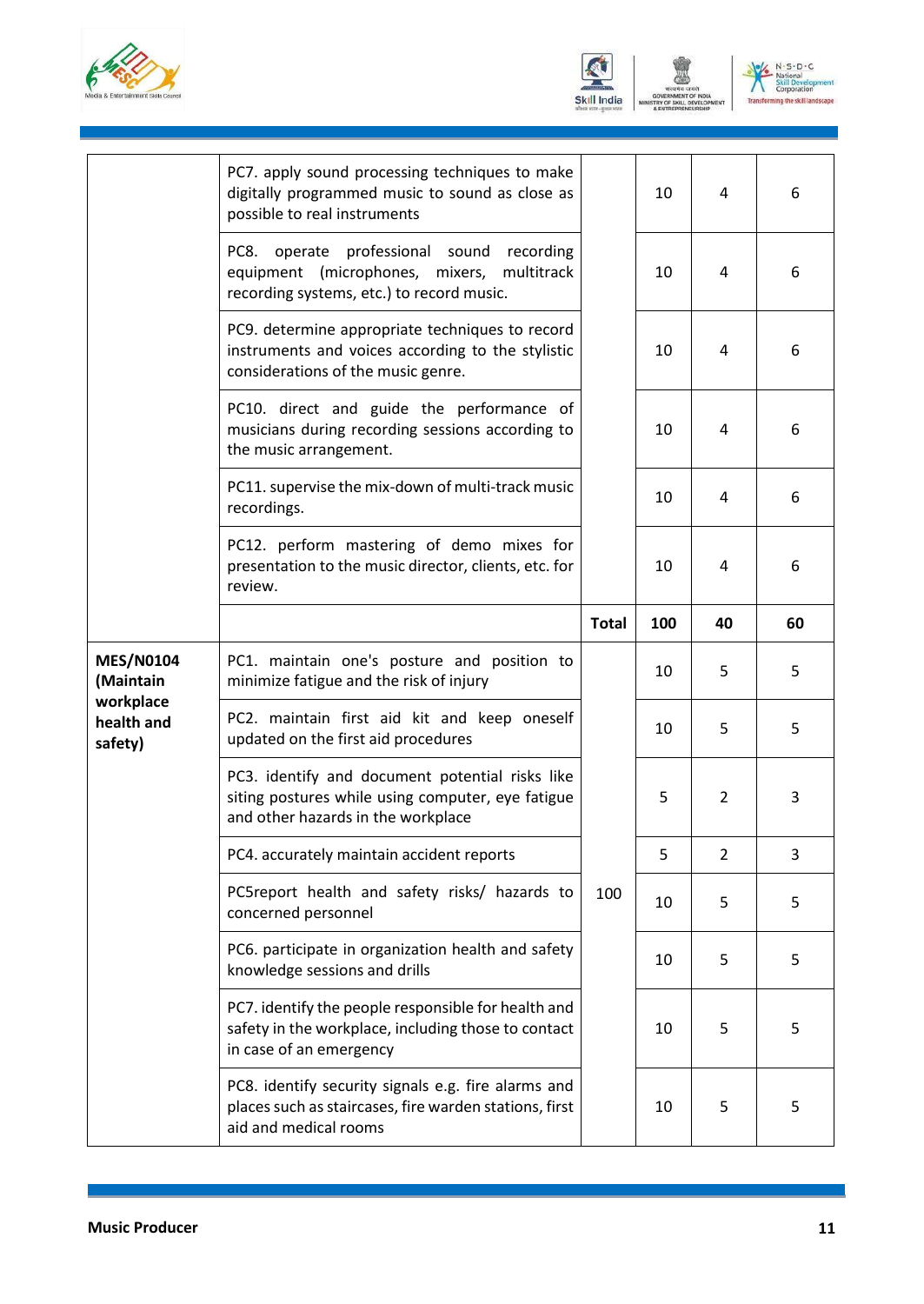| | | | | | |
|---|---|---|---|---|---|
| | PC7. apply sound processing techniques to make digitally programmed music to sound as close as possible to real instruments | | 10 | 4 | 6 |
| | PC8. operate professional sound recording equipment (microphones, mixers, multitrack recording systems, etc.) to record music. | | 10 | 4 | 6 |
| | PC9. determine appropriate techniques to record instruments and voices according to the stylistic considerations of the music genre. | | 10 | 4 | 6 |
| | PC10. direct and guide the performance of musicians during recording sessions according to the music arrangement. | | 10 | 4 | 6 |
| | PC11. supervise the mix-down of multi-track music recordings. | | 10 | 4 | 6 |
| | PC12. perform mastering of demo mixes for presentation to the music director, clients, etc. for review. | | 10 | 4 | 6 |
| | | **Total** | **100** | **40** | **60** |
| **MES/N0104 (Maintain workplace health and safety)** | PC1. maintain one's posture and position to minimize fatigue and the risk of injury | 100 | 10 | 5 | 5 |
| | PC2. maintain first aid kit and keep oneself updated on the first aid procedures | | 10 | 5 | 5 |
| | PC3. identify and document potential risks like siting postures while using computer, eye fatigue and other hazards in the workplace | | 5 | 2 | 3 |
| | PC4. accurately maintain accident reports | | 5 | 2 | 3 |
| | PC5report health and safety risks/ hazards to concerned personnel | | 10 | 5 | 5 |
| | PC6. participate in organization health and safety knowledge sessions and drills | | 10 | 5 | 5 |
| | PC7. identify the people responsible for health and safety in the workplace, including those to contact in case of an emergency | | 10 | 5 | 5 |
| | PC8. identify security signals e.g. fire alarms and places such as staircases, fire warden stations, first aid and medical rooms | | 10 | 5 | 5 |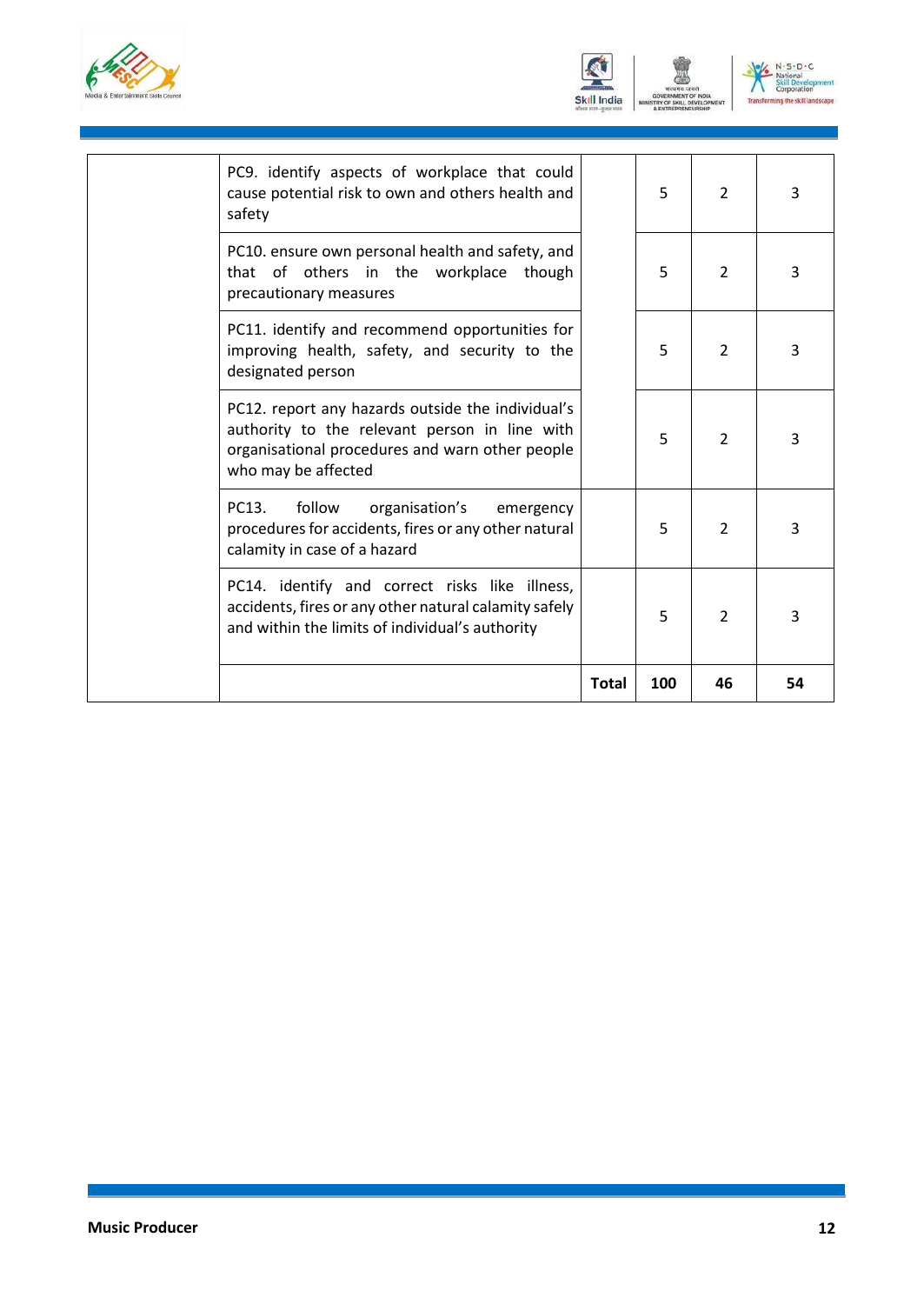| | | | | | |
|---|---|---|---|---|---|
| | PC9. identify aspects of workplace that could cause potential risk to own and others health and safety | | 5 | 2 | 3 |
| | PC10. ensure own personal health and safety, and that of others in the workplace though precautionary measures | | 5 | 2 | 3 |
| | PC11. identify and recommend opportunities for improving health, safety, and security to the designated person | | 5 | 2 | 3 |
| | PC12. report any hazards outside the individual's authority to the relevant person in line with organisational procedures and warn other people who may be affected | | 5 | 2 | 3 |
| | PC13. follow organisation's emergency procedures for accidents, fires or any other natural calamity in case of a hazard | | 5 | 2 | 3 |
| | PC14. identify and correct risks like illness, accidents, fires or any other natural calamity safely and within the limits of individual's authority | | 5 | 2 | 3 |
| | | **Total** | **100** | **46** | **54** |